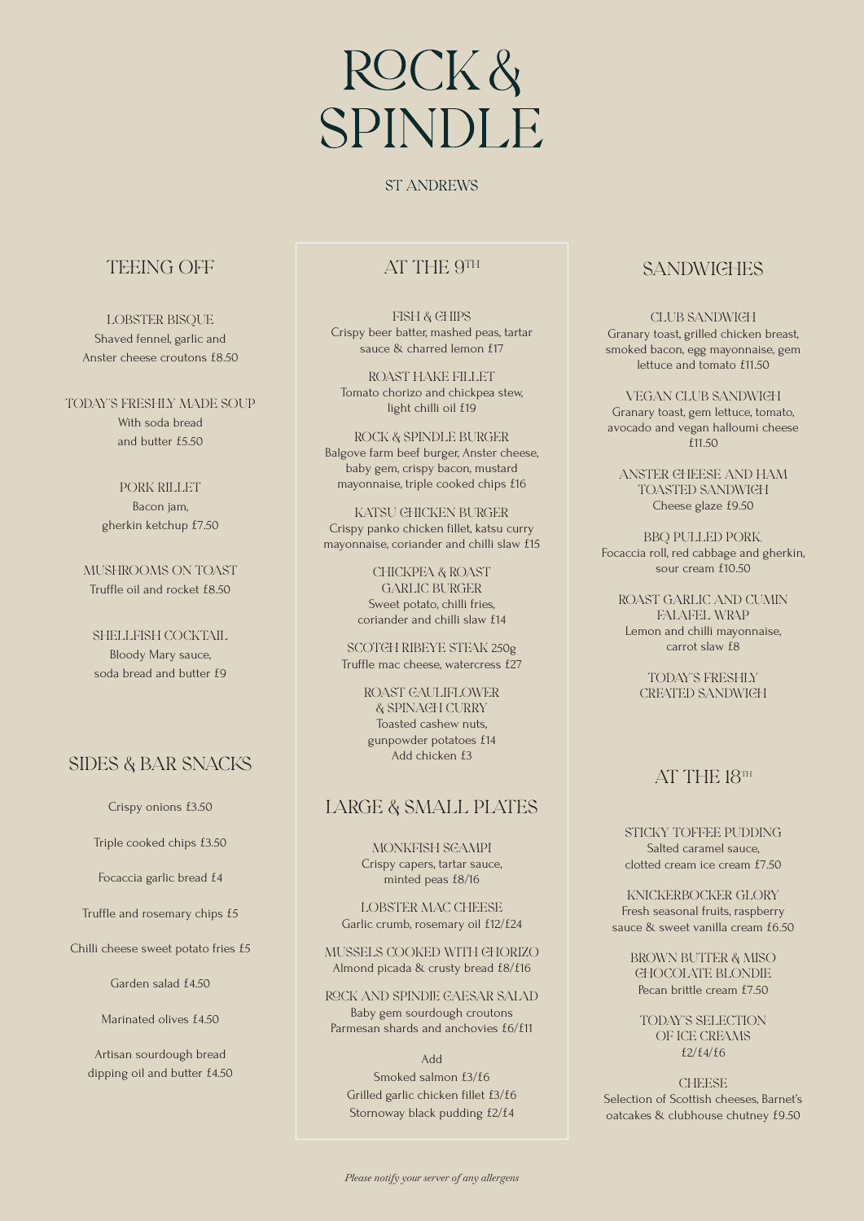# ROCK & SPINDLE

ST ANDREWS

## TEEING OFF

LOBSTER BISQUE
Shaved fennel, garlic and Anster cheese croutons £8.50

TODAY'S FRESHLY MADE SOUP
With soda bread and butter £5.50

PORK RILLET
Bacon jam, gherkin ketchup £7.50

MUSHROOMS ON TOAST
Truffle oil and rocket £8.50

SHELLFISH COCKTAIL
Bloody Mary sauce, soda bread and butter £9

## SIDES & BAR SNACKS

Crispy onions £3.50

Triple cooked chips £3.50

Focaccia garlic bread £4

Truffle and rosemary chips £5

Chilli cheese sweet potato fries £5

Garden salad £4.50

Marinated olives £4.50

Artisan sourdough bread dipping oil and butter £4.50

## AT THE 9TH

FISH & CHIPS
Crispy beer batter, mashed peas, tartar sauce & charred lemon £17

ROAST HAKE FILLET
Tomato chorizo and chickpea stew, light chilli oil £19

ROCK & SPINDLE BURGER
Balgove farm beef burger, Anster cheese, baby gem, crispy bacon, mustard mayonnaise, triple cooked chips £16

KATSU CHICKEN BURGER
Crispy panko chicken fillet, katsu curry mayonnaise, coriander and chilli slaw £15

CHICKPEA & ROAST GARLIC BURGER
Sweet potato, chilli fries, coriander and chilli slaw £14

SCOTCH RIBEYE STEAK 250g
Truffle mac cheese, watercress £27

ROAST CAULIFLOWER & SPINACH CURRY
Toasted cashew nuts, gunpowder potatoes £14
Add chicken £3

## LARGE & SMALL PLATES

MONKFISH SCAMPI
Crispy capers, tartar sauce, minted peas £8/16

LOBSTER MAC CHEESE
Garlic crumb, rosemary oil £12/£24

MUSSELS COOKED WITH CHORIZO
Almond picada & crusty bread £8/£16

ROCK AND SPINDLE CAESAR SALAD
Baby gem sourdough croutons Parmesan shards and anchovies £6/£11

Add
Smoked salmon £3/£6
Grilled garlic chicken fillet £3/£6
Stornoway black pudding £2/£4

## SANDWICHES

CLUB SANDWICH
Granary toast, grilled chicken breast, smoked bacon, egg mayonnaise, gem lettuce and tomato £11.50

VEGAN CLUB SANDWICH
Granary toast, gem lettuce, tomato, avocado and vegan halloumi cheese £11.50

ANSTER CHEESE AND HAM TOASTED SANDWICH
Cheese glaze £9.50

BBQ PULLED PORK
Focaccia roll, red cabbage and gherkin, sour cream £10.50

ROAST GARLIC AND CUMIN FALAFEL WRAP
Lemon and chilli mayonnaise, carrot slaw £8

TODAY'S FRESHLY CREATED SANDWICH

## AT THE 18TH

STICKY TOFFEE PUDDING
Salted caramel sauce, clotted cream ice cream £7.50

KNICKERBOCKER GLORY
Fresh seasonal fruits, raspberry sauce & sweet vanilla cream £6.50

BROWN BUTTER & MISO CHOCOLATE BLONDIE
Pecan brittle cream £7.50

TODAY'S SELECTION OF ICE CREAMS
£2/£4/£6

CHEESE
Selection of Scottish cheeses, Barnet's oatcakes & clubhouse chutney £9.50

*Please notify your server of any allergens*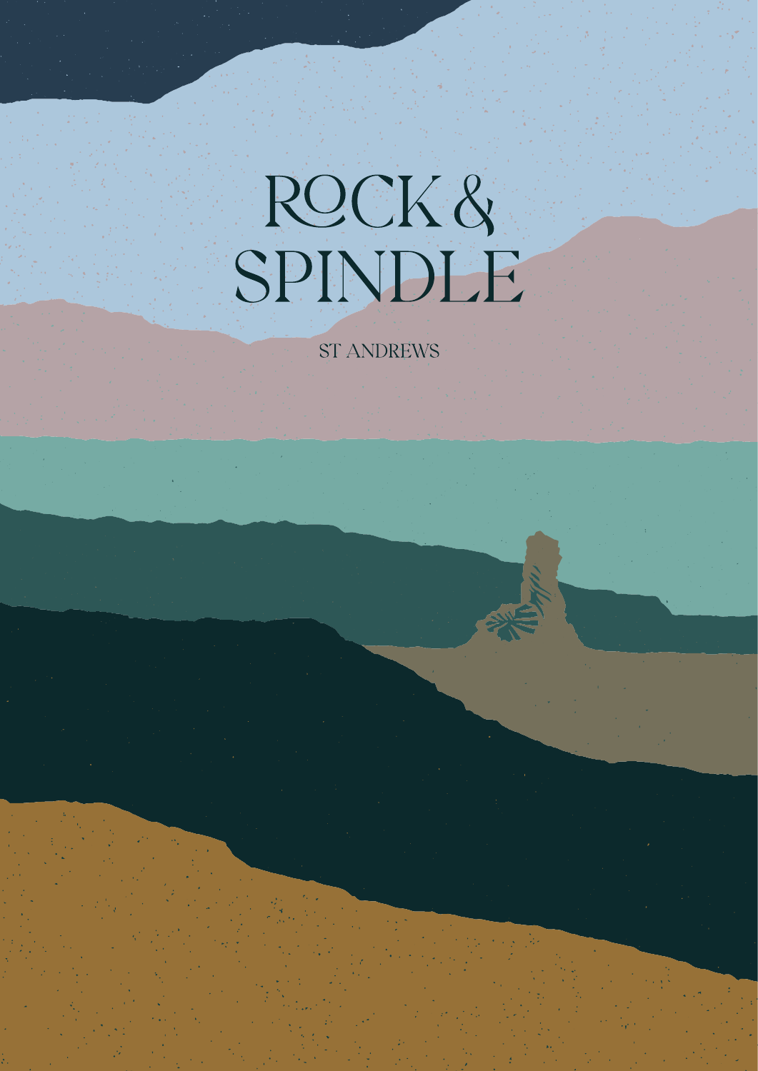# ROCK & SPINDLE

ST ANDREWS